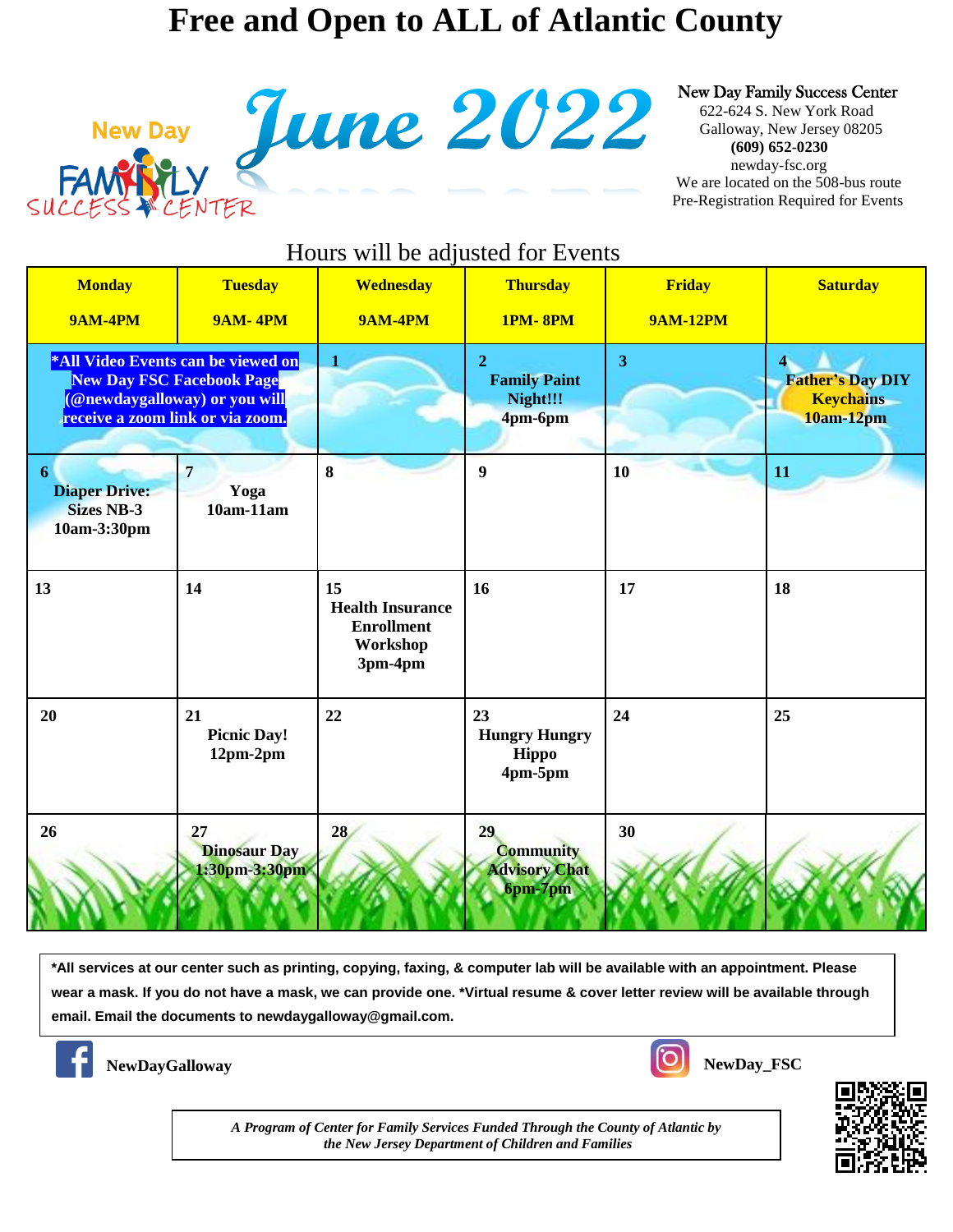# Free and Open to ALL of Atlantic County

New Day FAMILY SUCCESS CENTER

# June 2022

**New Day Family Success Center**
622-624 S. New York Road
Galloway, New Jersey 08205
**(609) 652-0230**
newday-fsc.org
We are located on the 508-bus route
Pre-Registration Required for Events

Hours will be adjusted for Events

| Monday<br>9AM-4PM | Tuesday<br>9AM- 4PM | Wednesday<br>9AM-4PM | Thursday<br>1PM- 8PM | Friday<br>9AM-12PM | Saturday |
|---|---|---|---|---|---|
| *All Video Events can be viewed on New Day FSC Facebook Page (@newdaygalloway) or you will receive a zoom link or via zoom. | | 1 | 2<br>Family Paint Night!!!<br>4pm-6pm | 3 | 4<br>Father's Day DIY Keychains<br>10am-12pm |
| 6<br>Diaper Drive: Sizes NB-3<br>10am-3:30pm | 7<br>Yoga<br>10am-11am | 8 | 9 | 10 | 11 |
| 13 | 14 | 15<br>Health Insurance Enrollment Workshop<br>3pm-4pm | 16 | 17 | 18 |
| 20 | 21<br>Picnic Day!<br>12pm-2pm | 22 | 23<br>Hungry Hungry Hippo<br>4pm-5pm | 24 | 25 |
| 26 | 27<br>Dinosaur Day<br>1:30pm-3:30pm | 28 | 29<br>Community Advisory Chat<br>6pm-7pm | 30 | |

**\*All services at our center such as printing, copying, faxing, & computer lab will be available with an appointment. Please wear a mask. If you do not have a mask, we can provide one. \*Virtual resume & cover letter review will be available through email. Email the documents to newdaygalloway@gmail.com.**

**NewDayGalloway**

**NewDay_FSC**

*A Program of Center for Family Services Funded Through the County of Atlantic by the New Jersey Department of Children and Families*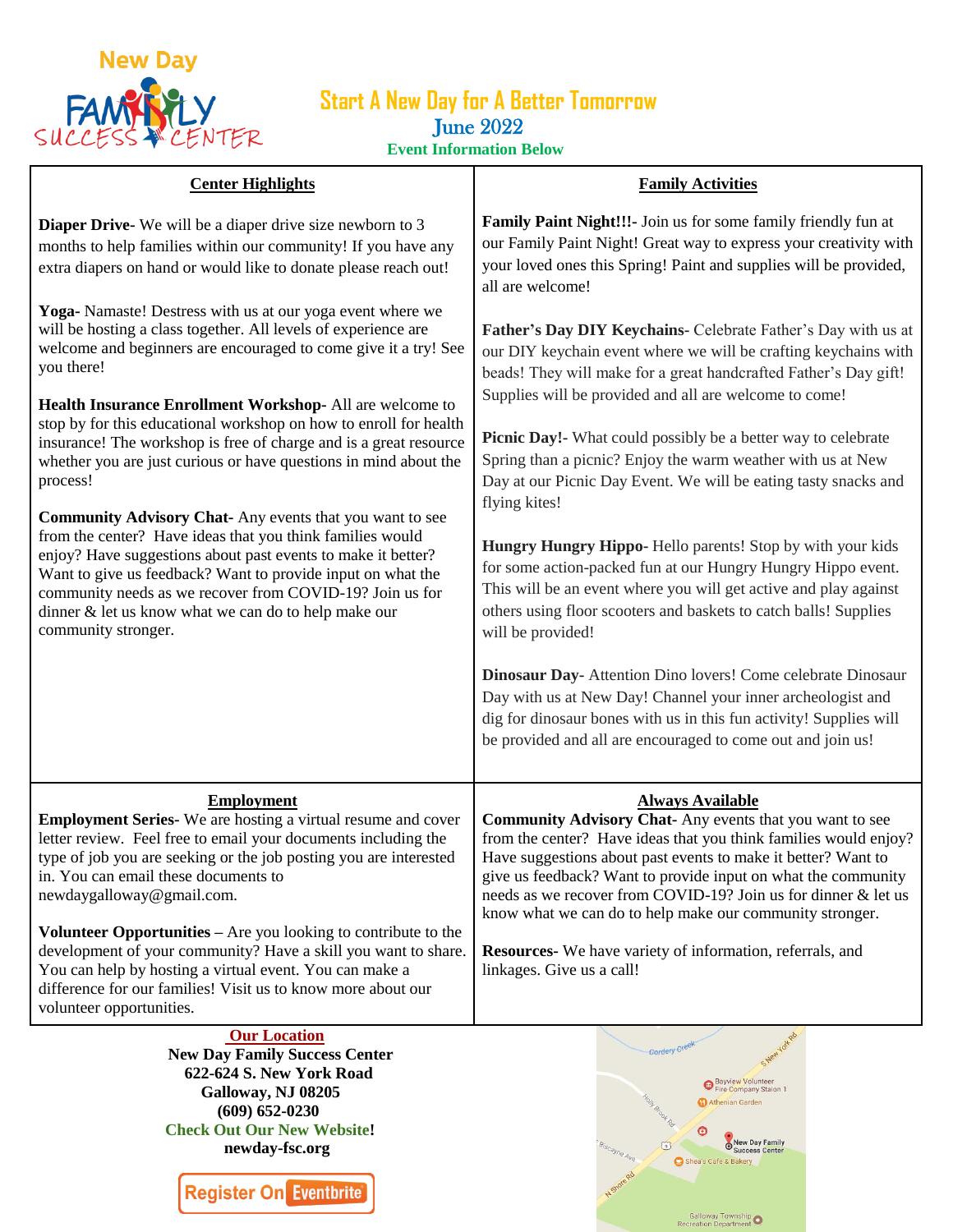New Day

FAMILY SUCCESS CENTER

# Start A New Day for A Better Tomorrow

## June 2022

**Event Information Below**

## Center Highlights

**Diaper Drive**- We will be a diaper drive size newborn to 3 months to help families within our community! If you have any extra diapers on hand or would like to donate please reach out!

**Yoga-** Namaste! Destress with us at our yoga event where we will be hosting a class together. All levels of experience are welcome and beginners are encouraged to come give it a try! See you there!

**Health Insurance Enrollment Workshop-** All are welcome to stop by for this educational workshop on how to enroll for health insurance! The workshop is free of charge and is a great resource whether you are just curious or have questions in mind about the process!

**Community Advisory Chat-** Any events that you want to see from the center? Have ideas that you think families would enjoy? Have suggestions about past events to make it better? Want to give us feedback? Want to provide input on what the community needs as we recover from COVID-19? Join us for dinner & let us know what we can do to help make our community stronger.

## Family Activities

**Family Paint Night!!!-** Join us for some family friendly fun at our Family Paint Night! Great way to express your creativity with your loved ones this Spring! Paint and supplies will be provided, all are welcome!

**Father's Day DIY Keychains**- Celebrate Father's Day with us at our DIY keychain event where we will be crafting keychains with beads! They will make for a great handcrafted Father's Day gift! Supplies will be provided and all are welcome to come!

**Picnic Day!**- What could possibly be a better way to celebrate Spring than a picnic? Enjoy the warm weather with us at New Day at our Picnic Day Event. We will be eating tasty snacks and flying kites!

**Hungry Hungry Hippo-** Hello parents! Stop by with your kids for some action-packed fun at our Hungry Hungry Hippo event. This will be an event where you will get active and play against others using floor scooters and baskets to catch balls! Supplies will be provided!

**Dinosaur Day**- Attention Dino lovers! Come celebrate Dinosaur Day with us at New Day! Channel your inner archeologist and dig for dinosaur bones with us in this fun activity! Supplies will be provided and all are encouraged to come out and join us!

## Employment

**Employment Series-** We are hosting a virtual resume and cover letter review. Feel free to email your documents including the type of job you are seeking or the job posting you are interested in. You can email these documents to newdaygalloway@gmail.com.

**Volunteer Opportunities –** Are you looking to contribute to the development of your community? Have a skill you want to share. You can help by hosting a virtual event. You can make a difference for our families! Visit us to know more about our volunteer opportunities.

## Always Available

**Community Advisory Chat-** Any events that you want to see from the center? Have ideas that you think families would enjoy? Have suggestions about past events to make it better? Want to give us feedback? Want to provide input on what the community needs as we recover from COVID-19? Join us for dinner & let us know what we can do to help make our community stronger.

**Resources-** We have variety of information, referrals, and linkages. Give us a call!

## Our Location

**New Day Family Success Center**
**622-624 S. New York Road**
**Galloway, NJ 08205**
**(609) 652-0230**
**Check Out Our New Website!**
**newday-fsc.org**

Register On Eventbrite

Cordery Creek
S New York Rd
Bayview Volunteer Fire Company Station 1
Athenian Garden
Holly Brook Rd
Biscayne Ave
New Day Family Success Center
Shea's Cafe & Bakery
N Shore Rd
Galloway Township Recreation Department